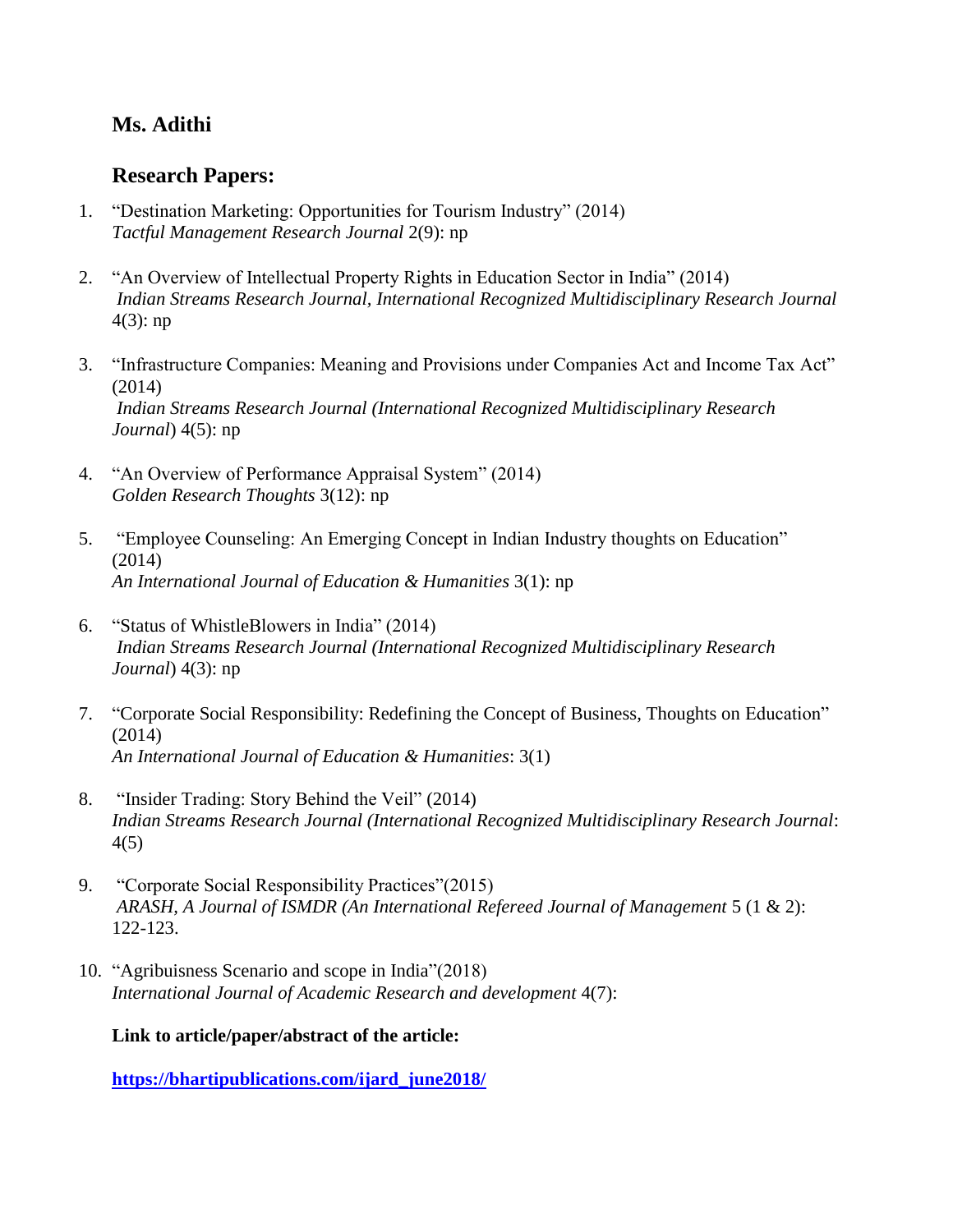## Ms. Adithi

## Research Papers:

1. "Destination Marketing: Opportunities for Tourism Industry" (2014)
   *Tactful Management Research Journal* 2(9): np

2. "An Overview of Intellectual Property Rights in Education Sector in India" (2014)
   *Indian Streams Research Journal, International Recognized Multidisciplinary Research Journal* 4(3): np

3. "Infrastructure Companies: Meaning and Provisions under Companies Act and Income Tax Act" (2014)
   *Indian Streams Research Journal (International Recognized Multidisciplinary Research Journal*) 4(5): np

4. "An Overview of Performance Appraisal System" (2014)
   *Golden Research Thoughts* 3(12): np

5. "Employee Counseling: An Emerging Concept in Indian Industry thoughts on Education" (2014)
   *An International Journal of Education & Humanities* 3(1): np

6. "Status of WhistleBlowers in India" (2014)
   *Indian Streams Research Journal (International Recognized Multidisciplinary Research Journal*) 4(3): np

7. "Corporate Social Responsibility: Redefining the Concept of Business, Thoughts on Education" (2014)
   *An International Journal of Education & Humanities*: 3(1)

8. "Insider Trading: Story Behind the Veil" (2014)
   *Indian Streams Research Journal (International Recognized Multidisciplinary Research Journal*: 4(5)

9. "Corporate Social Responsibility Practices"(2015)
   *ARASH, A Journal of ISMDR (An International Refereed Journal of Management* 5 (1 & 2): 122-123.

10. "Agribuisness Scenario and scope in India"(2018)
    *International Journal of Academic Research and development* 4(7):

**Link to article/paper/abstract of the article:**

**https://bhartipublications.com/ijard_june2018/**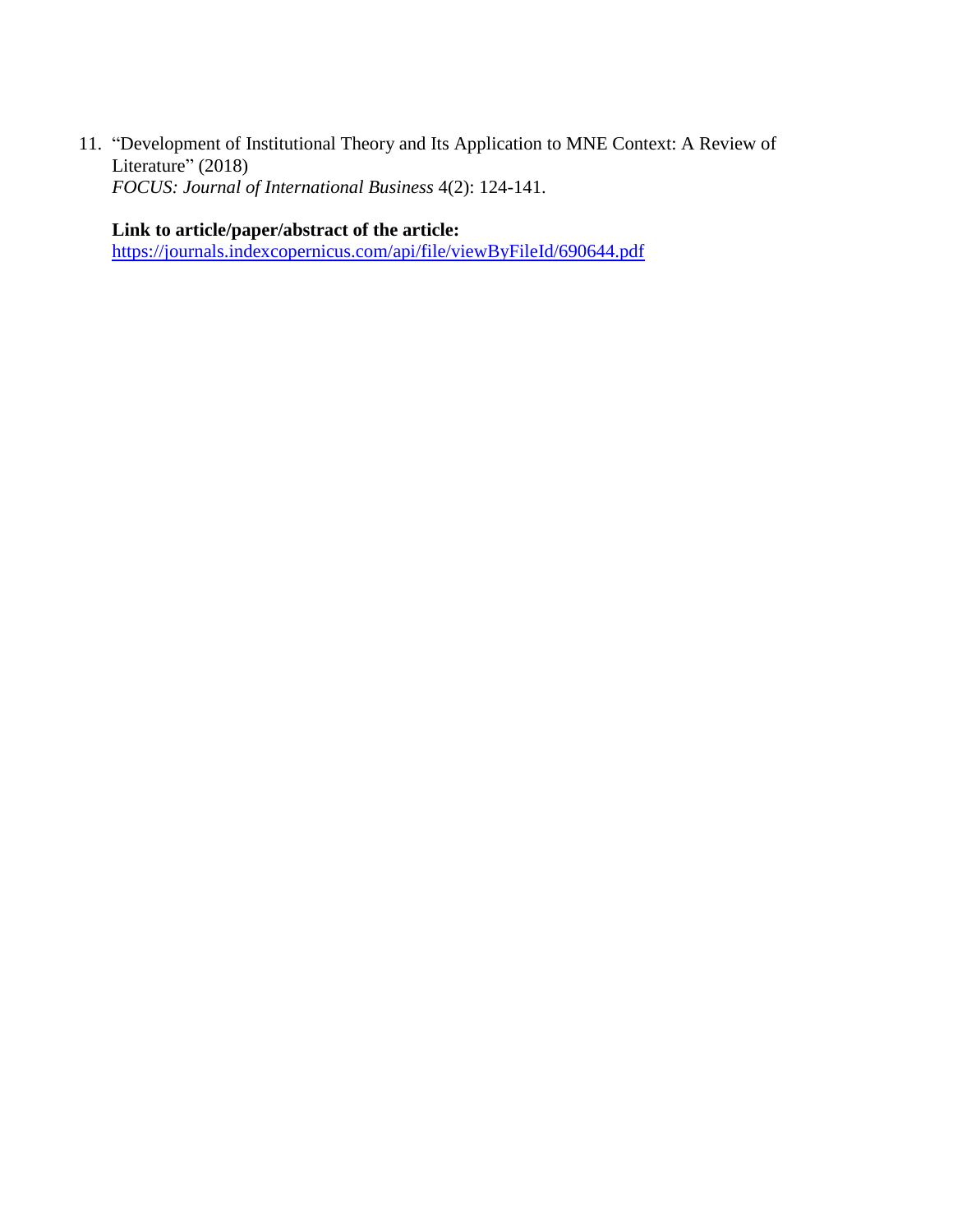11. "Development of Institutional Theory and Its Application to MNE Context: A Review of Literature" (2018)
    *FOCUS: Journal of International Business* 4(2): 124-141.

    **Link to article/paper/abstract of the article:**
    https://journals.indexcopernicus.com/api/file/viewByFileId/690644.pdf